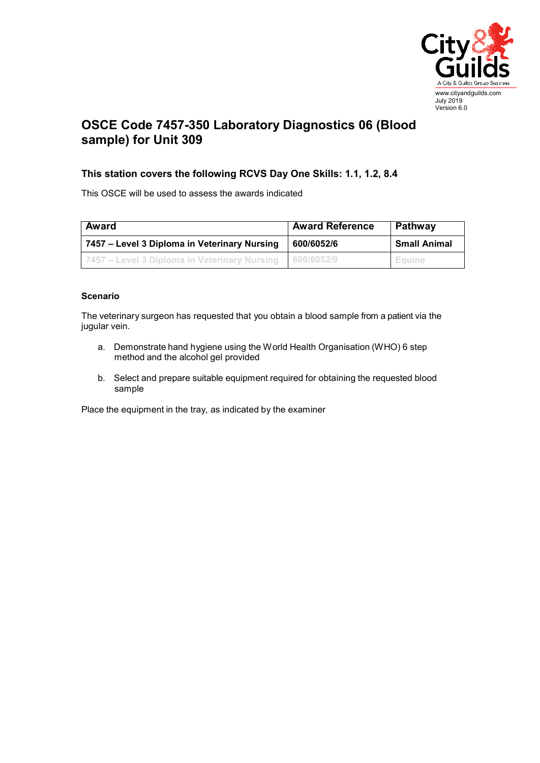www.cityandguilds.com
July 2019
Version 6.0

# OSCE Code 7457-350 Laboratory Diagnostics 06 (Blood sample) for Unit 309

### This station covers the following RCVS Day One Skills: 1.1, 1.2, 8.4

This OSCE will be used to assess the awards indicated

| Award | Award Reference | Pathway |
|---|---|---|
| **7457 – Level 3 Diploma in Veterinary Nursing** | **600/6052/6** | **Small Animal** |
| 7457 – Level 3 Diploma in Veterinary Nursing | 600/6052/9 | Equine |

**Scenario**

The veterinary surgeon has requested that you obtain a blood sample from a patient via the jugular vein.

a. Demonstrate hand hygiene using the World Health Organisation (WHO) 6 step method and the alcohol gel provided

b. Select and prepare suitable equipment required for obtaining the requested blood sample

Place the equipment in the tray, as indicated by the examiner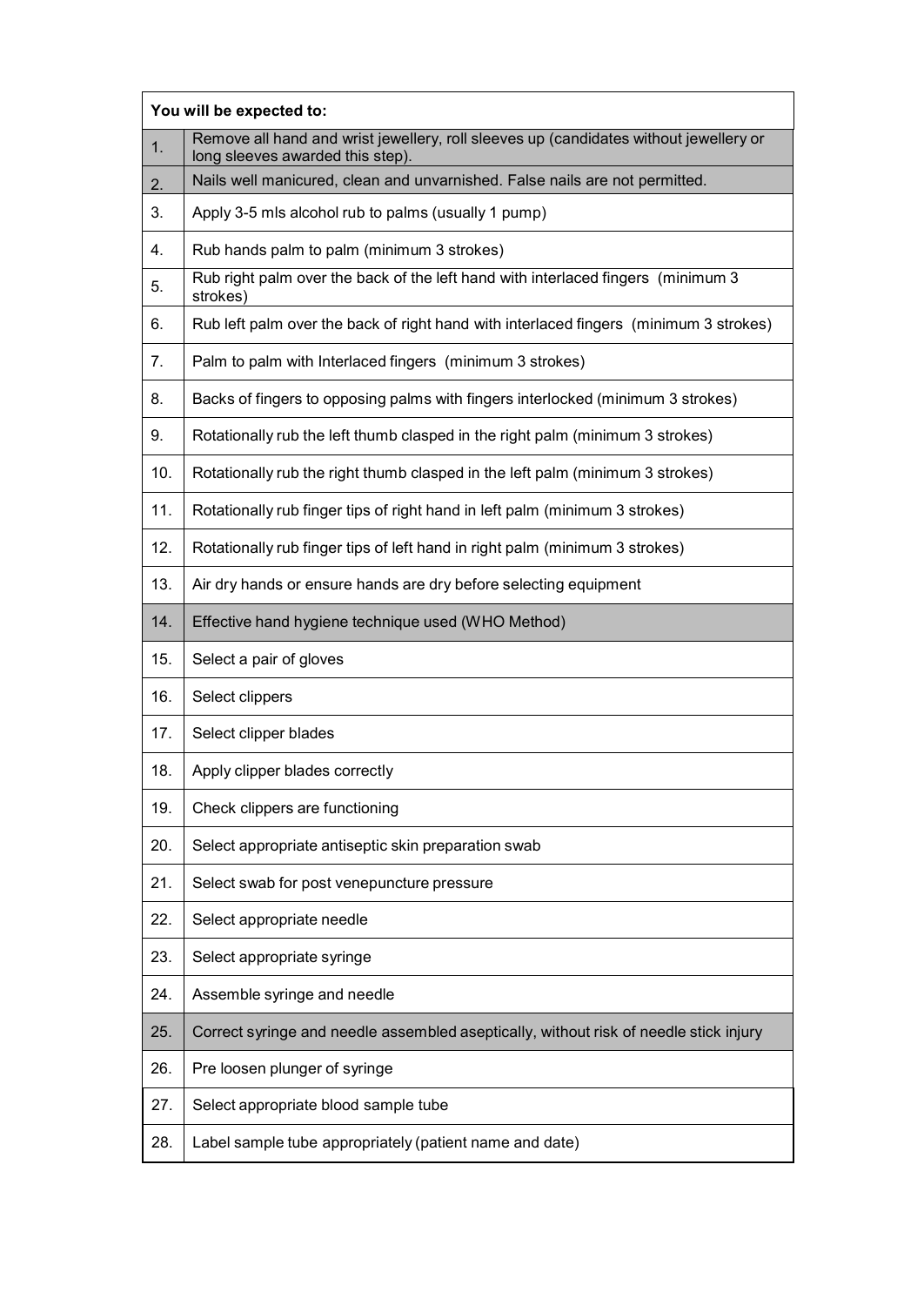| You will be expected to: | |
|---|---|
| 1. | Remove all hand and wrist jewellery, roll sleeves up (candidates without jewellery or long sleeves awarded this step). |
| 2. | Nails well manicured, clean and unvarnished. False nails are not permitted. |
| 3. | Apply 3-5 mls alcohol rub to palms (usually 1 pump) |
| 4. | Rub hands palm to palm (minimum 3 strokes) |
| 5. | Rub right palm over the back of the left hand with interlaced fingers (minimum 3 strokes) |
| 6. | Rub left palm over the back of right hand with interlaced fingers (minimum 3 strokes) |
| 7. | Palm to palm with Interlaced fingers (minimum 3 strokes) |
| 8. | Backs of fingers to opposing palms with fingers interlocked (minimum 3 strokes) |
| 9. | Rotationally rub the left thumb clasped in the right palm (minimum 3 strokes) |
| 10. | Rotationally rub the right thumb clasped in the left palm (minimum 3 strokes) |
| 11. | Rotationally rub finger tips of right hand in left palm (minimum 3 strokes) |
| 12. | Rotationally rub finger tips of left hand in right palm (minimum 3 strokes) |
| 13. | Air dry hands or ensure hands are dry before selecting equipment |
| 14. | Effective hand hygiene technique used (WHO Method) |
| 15. | Select a pair of gloves |
| 16. | Select clippers |
| 17. | Select clipper blades |
| 18. | Apply clipper blades correctly |
| 19. | Check clippers are functioning |
| 20. | Select appropriate antiseptic skin preparation swab |
| 21. | Select swab for post venepuncture pressure |
| 22. | Select appropriate needle |
| 23. | Select appropriate syringe |
| 24. | Assemble syringe and needle |
| 25. | Correct syringe and needle assembled aseptically, without risk of needle stick injury |
| 26. | Pre loosen plunger of syringe |
| 27. | Select appropriate blood sample tube |
| 28. | Label sample tube appropriately (patient name and date) |